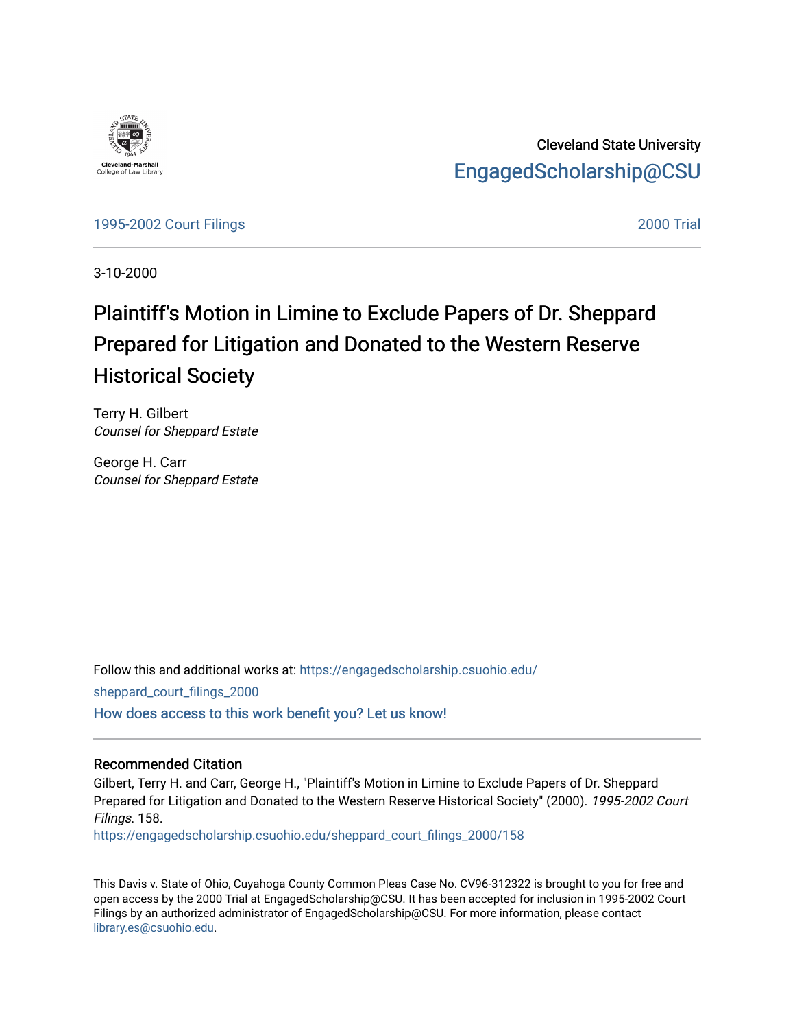Cleveland State University

EngagedScholarship@CSU

1995-2002 Court Filings

2000 Trial

3-10-2000

# Plaintiff's Motion in Limine to Exclude Papers of Dr. Sheppard Prepared for Litigation and Donated to the Western Reserve Historical Society

Terry H. Gilbert
*Counsel for Sheppard Estate*

George H. Carr
*Counsel for Sheppard Estate*

Follow this and additional works at: https://engagedscholarship.csuohio.edu/sheppard_court_filings_2000

How does access to this work benefit you? Let us know!

### Recommended Citation

Gilbert, Terry H. and Carr, George H., "Plaintiff's Motion in Limine to Exclude Papers of Dr. Sheppard Prepared for Litigation and Donated to the Western Reserve Historical Society" (2000). *1995-2002 Court Filings*. 158.
https://engagedscholarship.csuohio.edu/sheppard_court_filings_2000/158

This Davis v. State of Ohio, Cuyahoga County Common Pleas Case No. CV96-312322 is brought to you for free and open access by the 2000 Trial at EngagedScholarship@CSU. It has been accepted for inclusion in 1995-2002 Court Filings by an authorized administrator of EngagedScholarship@CSU. For more information, please contact library.es@csuohio.edu.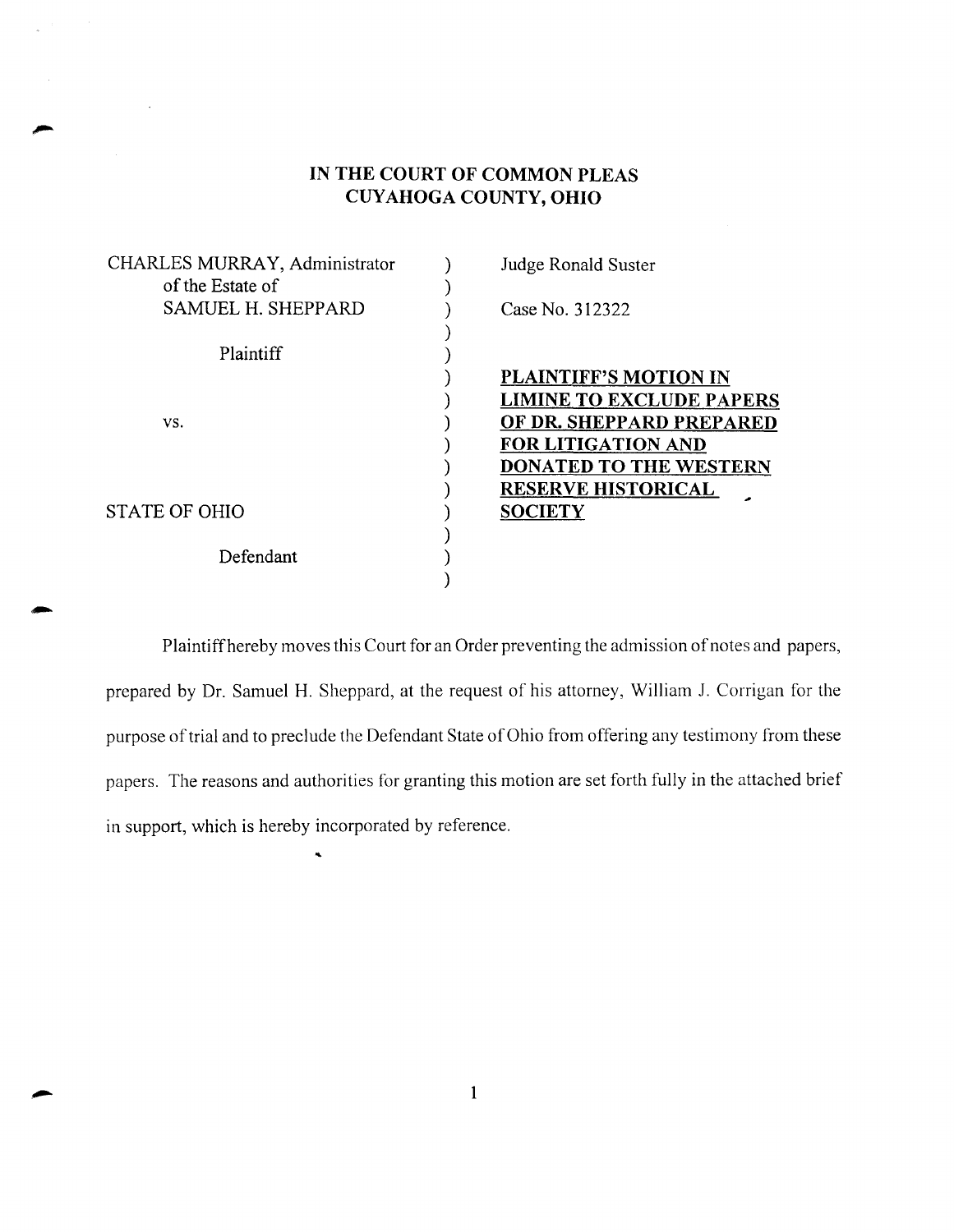# IN THE COURT OF COMMON PLEAS
# CUYAHOGA COUNTY, OHIO

| | | |
|---|---|---|
| CHARLES MURRAY, Administrator of the Estate of SAMUEL H. SHEPPARD | ) | Judge Ronald Suster |
| | ) | Case No. 312322 |
| Plaintiff | ) | |
| vs. | ) | **PLAINTIFF'S MOTION IN LIMINE TO EXCLUDE PAPERS OF DR. SHEPPARD PREPARED FOR LITIGATION AND DONATED TO THE WESTERN RESERVE HISTORICAL SOCIETY** |
| STATE OF OHIO | ) | |
| Defendant | ) | |

Plaintiff hereby moves this Court for an Order preventing the admission of notes and papers, prepared by Dr. Samuel H. Sheppard, at the request of his attorney, William J. Corrigan for the purpose of trial and to preclude the Defendant State of Ohio from offering any testimony from these papers. The reasons and authorities for granting this motion are set forth fully in the attached brief in support, which is hereby incorporated by reference.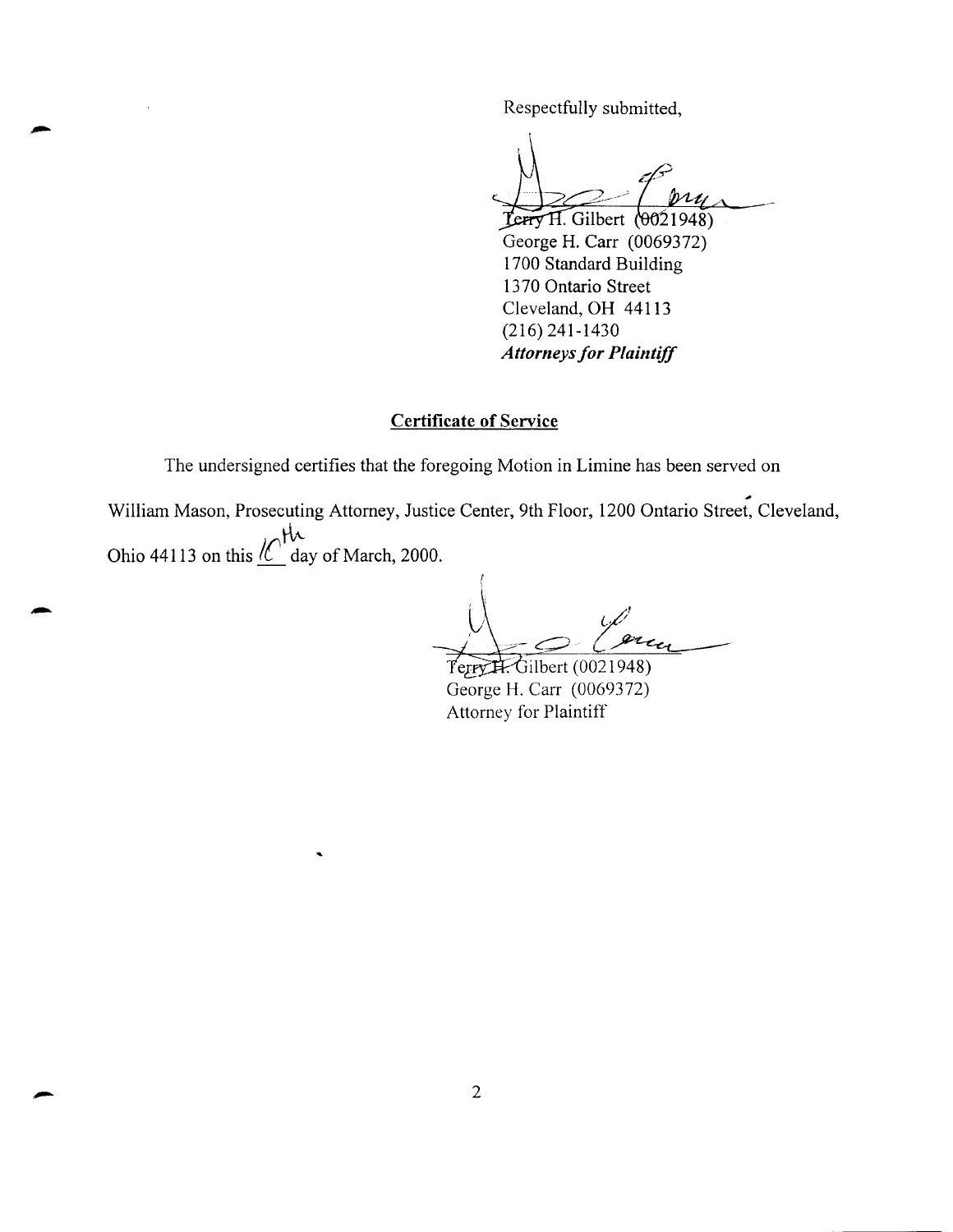Respectfully submitted,

Terry H. Gilbert (0021948)
George H. Carr (0069372)
1700 Standard Building
1370 Ontario Street
Cleveland, OH 44113
(216) 241-1430
***Attorneys for Plaintiff***

## Certificate of Service

The undersigned certifies that the foregoing Motion in Limine has been served on William Mason, Prosecuting Attorney, Justice Center, 9th Floor, 1200 Ontario Street, Cleveland, Ohio 44113 on this 10th day of March, 2000.

Terry H. Gilbert (0021948)
George H. Carr (0069372)
Attorney for Plaintiff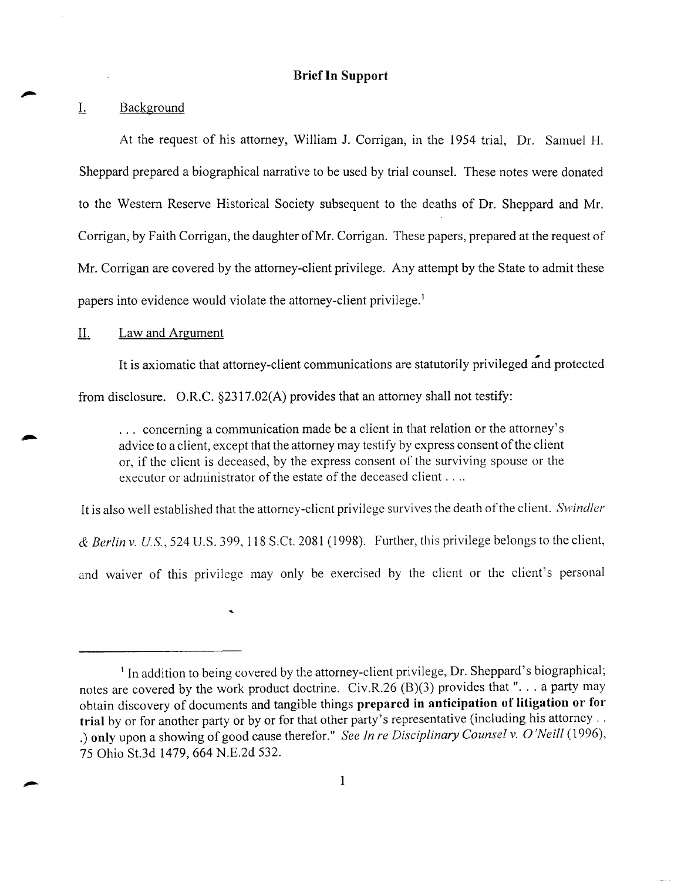## Brief In Support

### I. Background

At the request of his attorney, William J. Corrigan, in the 1954 trial, Dr. Samuel H. Sheppard prepared a biographical narrative to be used by trial counsel. These notes were donated to the Western Reserve Historical Society subsequent to the deaths of Dr. Sheppard and Mr. Corrigan, by Faith Corrigan, the daughter of Mr. Corrigan. These papers, prepared at the request of Mr. Corrigan are covered by the attorney-client privilege. Any attempt by the State to admit these papers into evidence would violate the attorney-client privilege.[1]

### II. Law and Argument

It is axiomatic that attorney-client communications are statutorily privileged and protected from disclosure. O.R.C. §2317.02(A) provides that an attorney shall not testify:

> . . . concerning a communication made be a client in that relation or the attorney's advice to a client, except that the attorney may testify by express consent of the client or, if the client is deceased, by the express consent of the surviving spouse or the executor or administrator of the estate of the deceased client . . ..

It is also well established that the attorney-client privilege survives the death of the client. *Swindler & Berlin v. U.S.*, 524 U.S. 399, 118 S.Ct. 2081 (1998). Further, this privilege belongs to the client, and waiver of this privilege may only be exercised by the client or the client's personal

---

[1] In addition to being covered by the attorney-client privilege, Dr. Sheppard's biographical; notes are covered by the work product doctrine. Civ.R.26 (B)(3) provides that ". . . a party may obtain discovery of documents and tangible things **prepared in anticipation of litigation or for trial** by or for another party or by or for that other party's representative (including his attorney . . .) **only** upon a showing of good cause therefor." *See In re Disciplinary Counsel v. O'Neill* (1996), 75 Ohio St.3d 1479, 664 N.E.2d 532.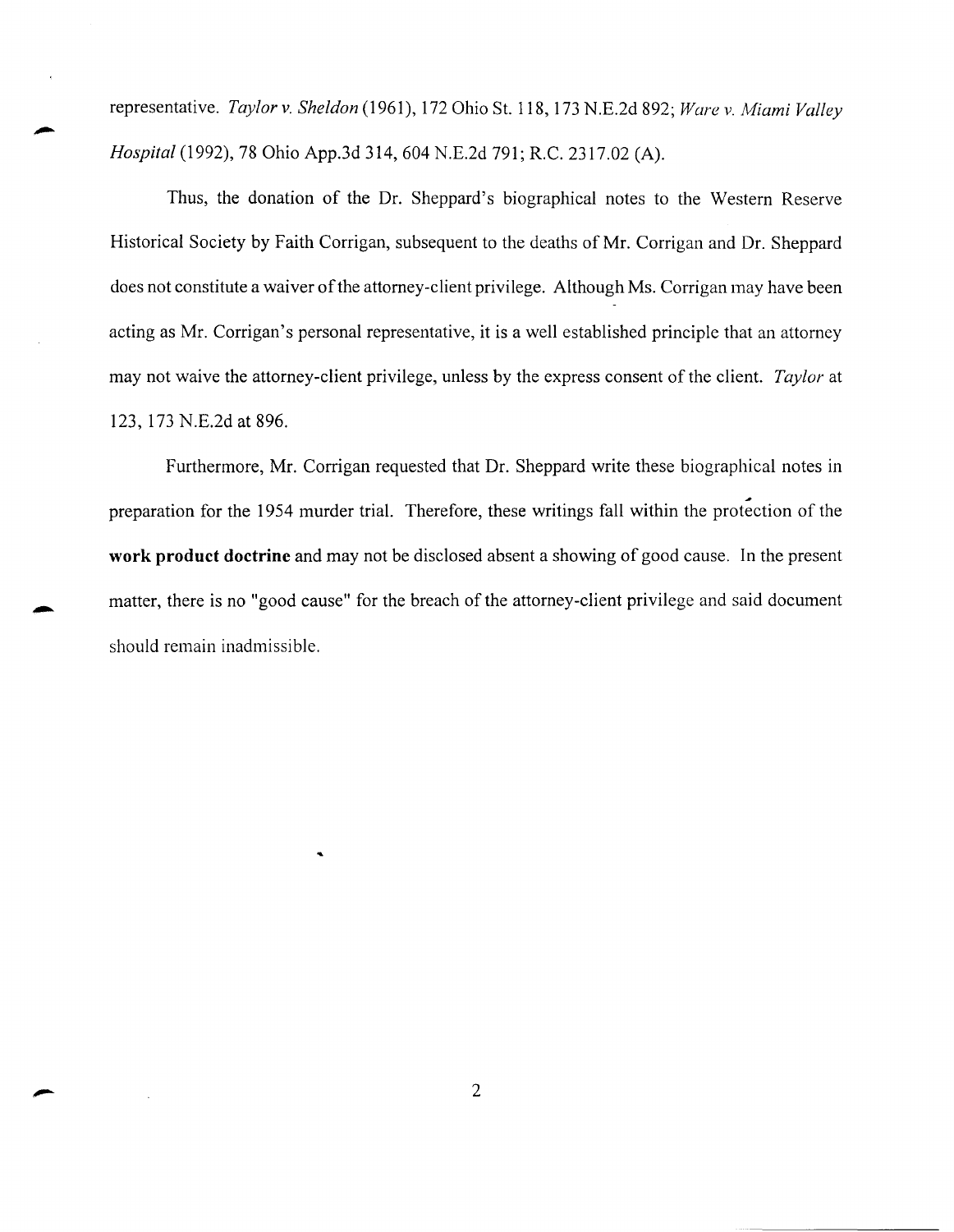representative. *Taylor v. Sheldon* (1961), 172 Ohio St. 118, 173 N.E.2d 892; *Ware v. Miami Valley Hospital* (1992), 78 Ohio App.3d 314, 604 N.E.2d 791; R.C. 2317.02 (A).

Thus, the donation of the Dr. Sheppard's biographical notes to the Western Reserve Historical Society by Faith Corrigan, subsequent to the deaths of Mr. Corrigan and Dr. Sheppard does not constitute a waiver of the attorney-client privilege. Although Ms. Corrigan may have been acting as Mr. Corrigan's personal representative, it is a well established principle that an attorney may not waive the attorney-client privilege, unless by the express consent of the client. *Taylor* at 123, 173 N.E.2d at 896.

Furthermore, Mr. Corrigan requested that Dr. Sheppard write these biographical notes in preparation for the 1954 murder trial. Therefore, these writings fall within the protection of the **work product doctrine** and may not be disclosed absent a showing of good cause. In the present matter, there is no "good cause" for the breach of the attorney-client privilege and said document should remain inadmissible.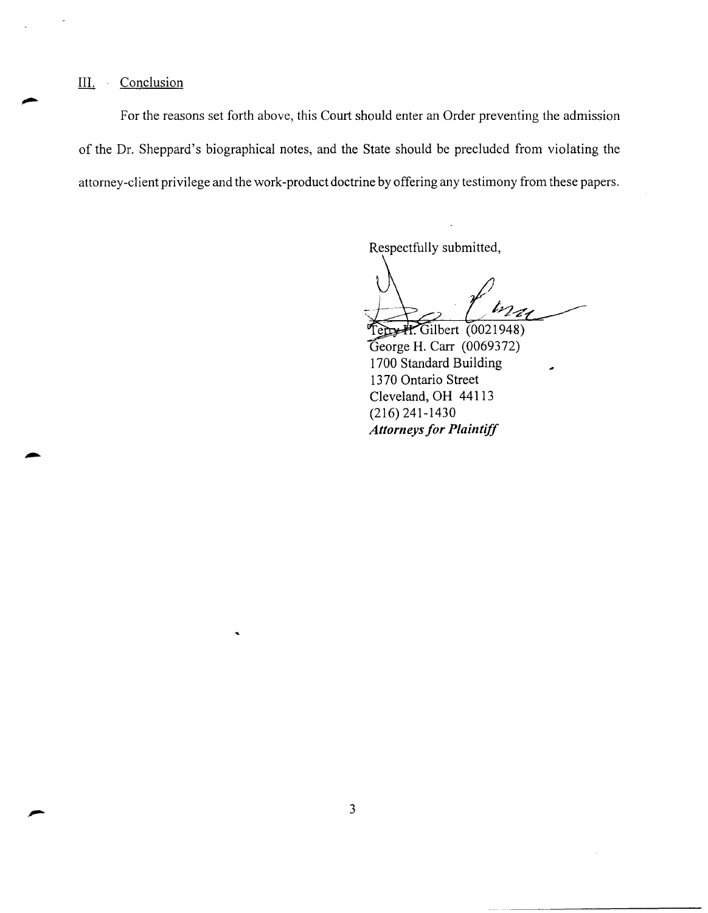## III. Conclusion

For the reasons set forth above, this Court should enter an Order preventing the admission of the Dr. Sheppard's biographical notes, and the State should be precluded from violating the attorney-client privilege and the work-product doctrine by offering any testimony from these papers.

Respectfully submitted,

Terry H. Gilbert (0021948)
George H. Carr (0069372)
1700 Standard Building
1370 Ontario Street
Cleveland, OH 44113
(216) 241-1430
***Attorneys for Plaintiff***